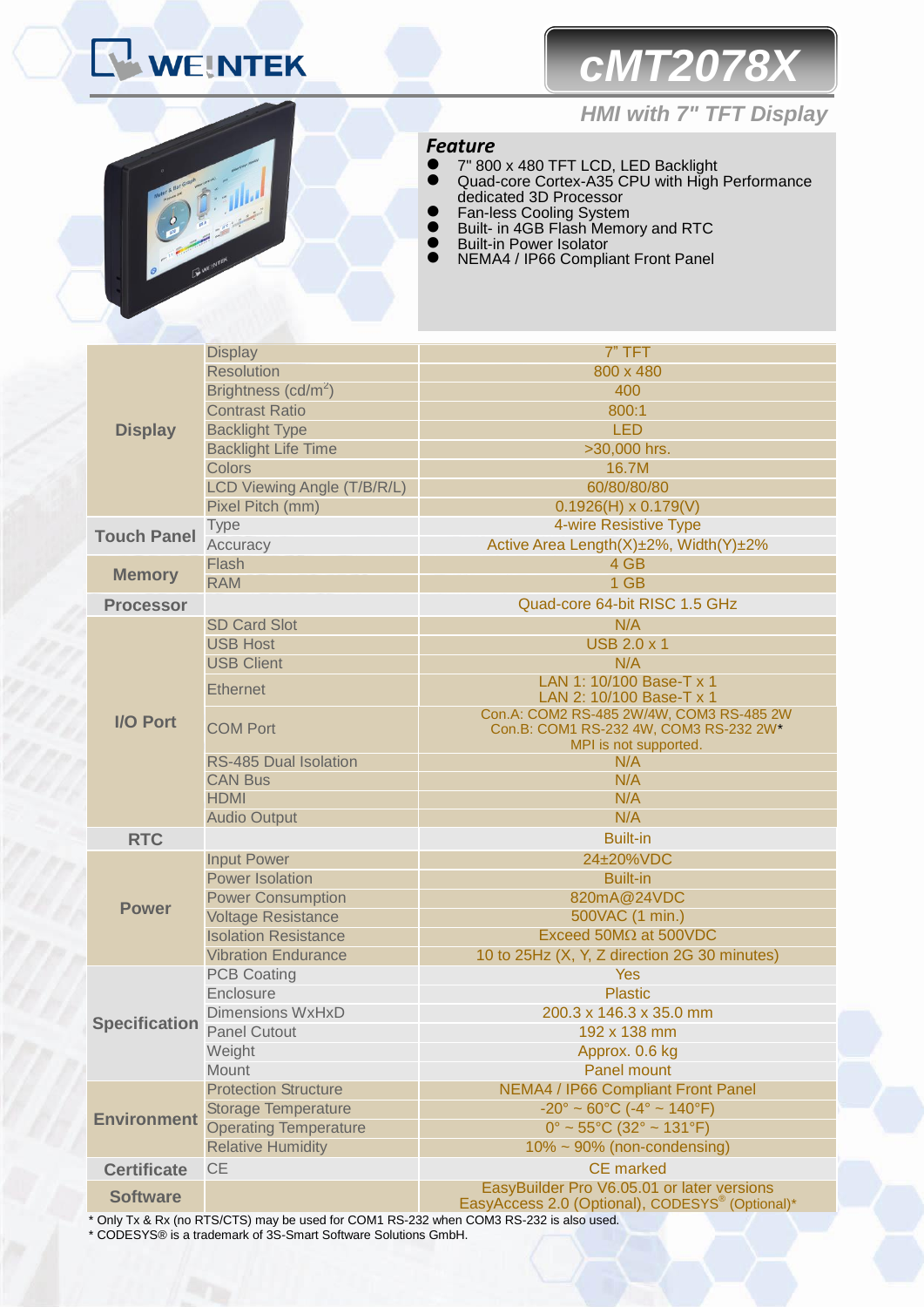# cMT2078X

## HMI with 7" TFT Display

### Feature

- 7" 800 x 480 TFT LCD, LED Backlight
- Quad-core Cortex-A35 CPU with High Performance dedicated 3D Processor
- Fan-less Cooling System
- Built- in 4GB Flash Memory and RTC
- Built-in Power Isolator
- NEMA4 / IP66 Compliant Front Panel

| | | |
|---|---|---|
| **Display** | Display | 7" TFT |
| | Resolution | 800 x 480 |
| | Brightness (cd/m²) | 400 |
| | Contrast Ratio | 800:1 |
| | Backlight Type | LED |
| | Backlight Life Time | >30,000 hrs. |
| | Colors | 16.7M |
| | LCD Viewing Angle (T/B/R/L) | 60/80/80/80 |
| | Pixel Pitch (mm) | 0.1926(H) x 0.179(V) |
| **Touch Panel** | Type | 4-wire Resistive Type |
| | Accuracy | Active Area Length(X)±2%, Width(Y)±2% |
| **Memory** | Flash | 4 GB |
| | RAM | 1 GB |
| **Processor** | | Quad-core 64-bit RISC 1.5 GHz |
| **I/O Port** | SD Card Slot | N/A |
| | USB Host | USB 2.0 x 1 |
| | USB Client | N/A |
| | Ethernet | LAN 1: 10/100 Base-T x 1<br>LAN 2: 10/100 Base-T x 1 |
| | COM Port | Con.A: COM2 RS-485 2W/4W, COM3 RS-485 2W<br>Con.B: COM1 RS-232 4W, COM3 RS-232 2W*<br>MPI is not supported. |
| | RS-485 Dual Isolation | N/A |
| | CAN Bus | N/A |
| | HDMI | N/A |
| | Audio Output | N/A |
| **RTC** | | Built-in |
| **Power** | Input Power | 24±20%VDC |
| | Power Isolation | Built-in |
| | Power Consumption | 820mA@24VDC |
| | Voltage Resistance | 500VAC (1 min.) |
| | Isolation Resistance | Exceed 50MΩ at 500VDC |
| | Vibration Endurance | 10 to 25Hz (X, Y, Z direction 2G 30 minutes) |
| **Specification** | PCB Coating | Yes |
| | Enclosure | Plastic |
| | Dimensions WxHxD | 200.3 x 146.3 x 35.0 mm |
| | Panel Cutout | 192 x 138 mm |
| | Weight | Approx. 0.6 kg |
| | Mount | Panel mount |
| **Environment** | Protection Structure | NEMA4 / IP66 Compliant Front Panel |
| | Storage Temperature | -20° ~ 60°C (-4° ~ 140°F) |
| | Operating Temperature | 0° ~ 55°C (32° ~ 131°F) |
| | Relative Humidity | 10% ~ 90% (non-condensing) |
| **Certificate** | CE | CE marked |
| **Software** | | EasyBuilder Pro V6.05.01 or later versions<br>EasyAccess 2.0 (Optional), CODESYS® (Optional)* |

\* Only Tx & Rx (no RTS/CTS) may be used for COM1 RS-232 when COM3 RS-232 is also used.

\* CODESYS® is a trademark of 3S-Smart Software Solutions GmbH.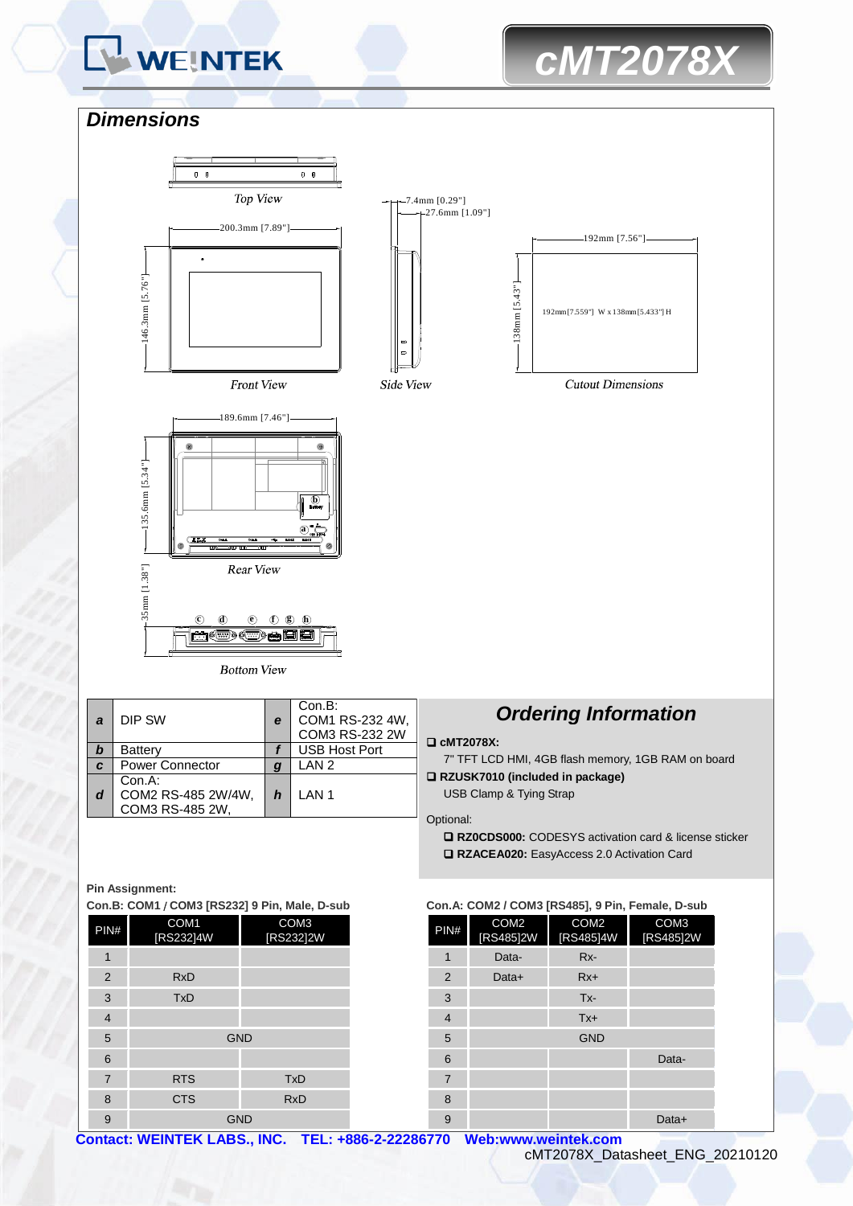## Dimensions

Top View

200.3mm [7.89"]

146.3mm [5.76"]

Front View

7.4mm [0.29"]

27.6mm [1.09"]

Side View

192mm [7.56"]

138mm [5.43"]

192mm[7.559"] W x 138mm[5.433"] H

Cutout Dimensions

189.6mm [7.46"]

135.6mm [5.34"]

Rear View

35mm [1.38"]

Bottom View

| | | | |
|---|---|---|---|
| **a** | DIP SW | **e** | Con.B: COM1 RS-232 4W, COM3 RS-232 2W |
| **b** | Battery | **f** | USB Host Port |
| **c** | Power Connector | **g** | LAN 2 |
| **d** | Con.A: COM2 RS-485 2W/4W, COM3 RS-485 2W, | **h** | LAN 1 |

## Ordering Information

- **cMT2078X:**
  7" TFT LCD HMI, 4GB flash memory, 1GB RAM on board
- **RZUSK7010 (included in package)**
  USB Clamp & Tying Strap

Optional:

- **RZ0CDS000:** CODESYS activation card & license sticker
- **RZACEA020:** EasyAccess 2.0 Activation Card

**Pin Assignment:**

**Con.B: COM1 / COM3 [RS232] 9 Pin, Male, D-sub**

| PIN# | COM1 [RS232]4W | COM3 [RS232]2W |
|---|---|---|
| 1 | | |
| 2 | RxD | |
| 3 | TxD | |
| 4 | | |
| 5 | GND | |
| 6 | | |
| 7 | RTS | TxD |
| 8 | CTS | RxD |
| 9 | GND | |

**Con.A: COM2 / COM3 [RS485], 9 Pin, Female, D-sub**

| PIN# | COM2 [RS485]2W | COM2 [RS485]4W | COM3 [RS485]2W |
|---|---|---|---|
| 1 | Data- | Rx- | |
| 2 | Data+ | Rx+ | |
| 3 | | Tx- | |
| 4 | | Tx+ | |
| 5 | GND | | |
| 6 | | | Data- |
| 7 | | | |
| 8 | | | |
| 9 | | | Data+ |

**Contact: WEINTEK LABS., INC. TEL: +886-2-22286770 Web:www.weintek.com**

cMT2078X_Datasheet_ENG_20210120